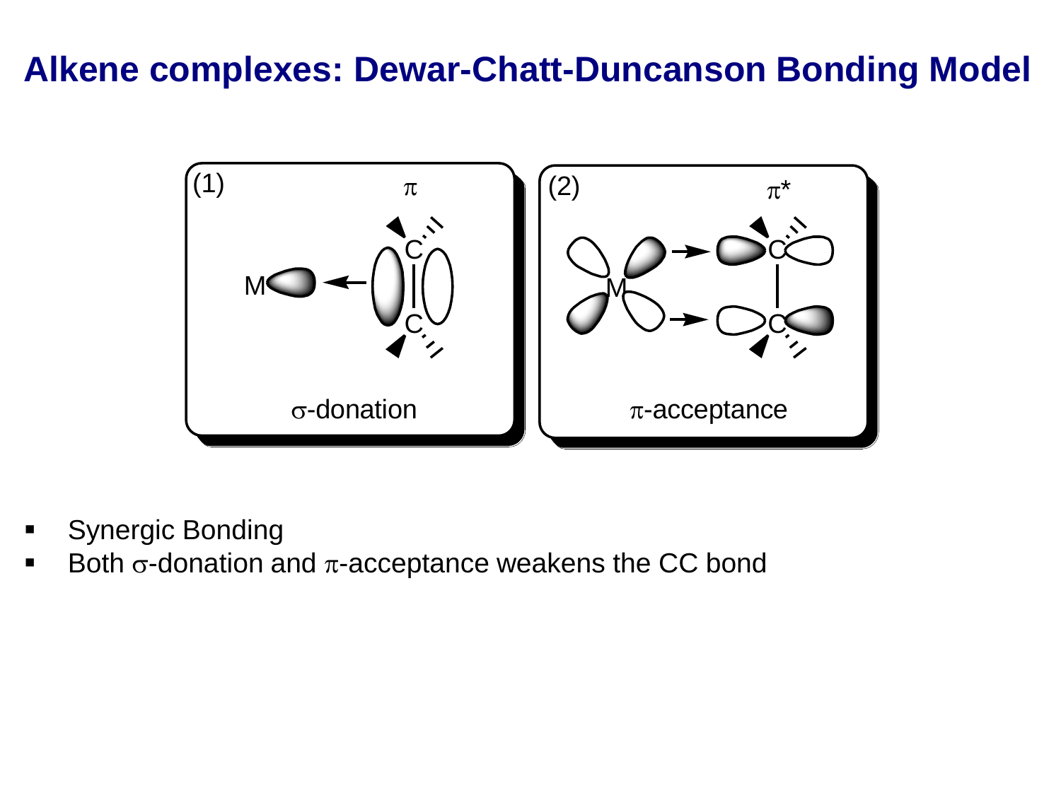# Alkene complexes: Dewar-Chatt-Duncanson Bonding Model

(1) $\pi$

$\sigma$-donation

(2) $\pi^*$

$\pi$-acceptance

- Synergic Bonding
- Both $\sigma$-donation and $\pi$-acceptance weakens the CC bond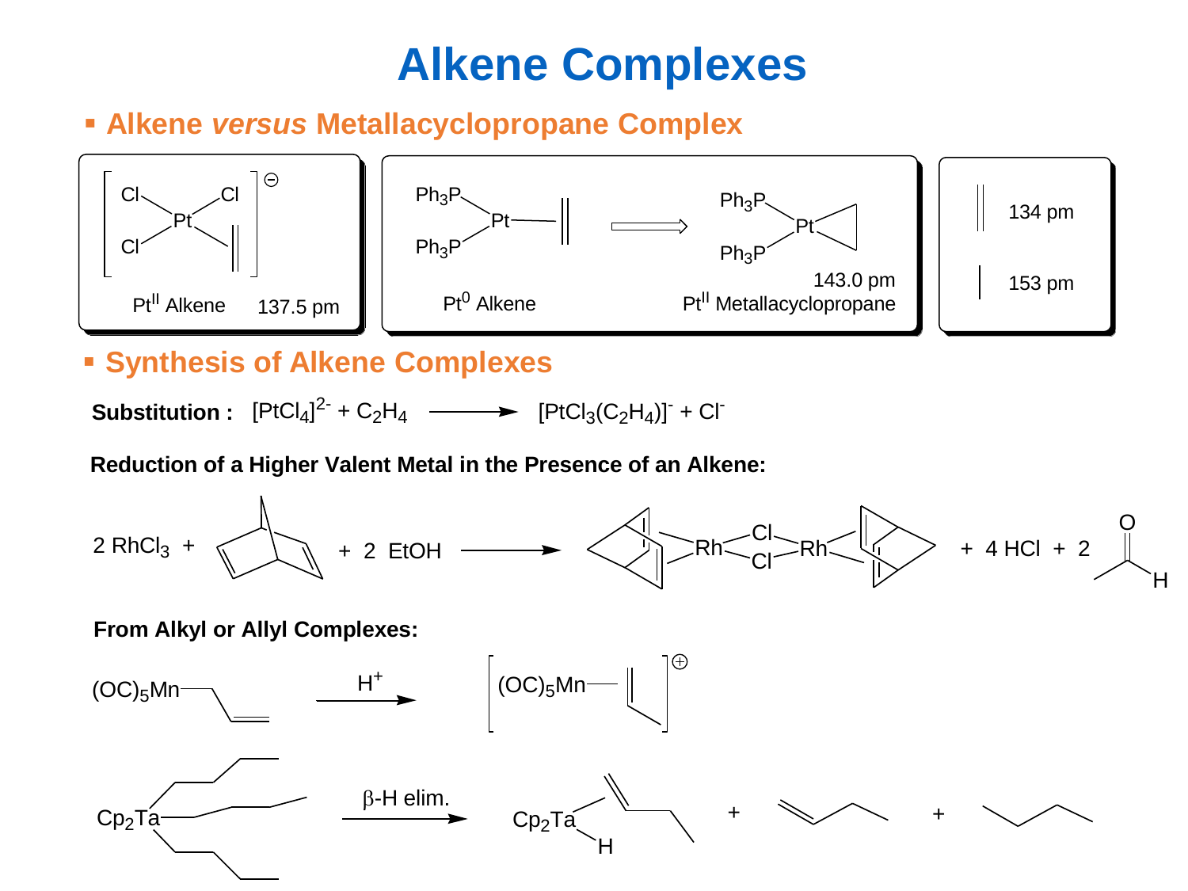# Alkene Complexes

## Alkene *versus* Metallacyclopropane Complex

$[PtCl_3(C_2H_4)]^{\ominus}$ — $Pt^{II}$ Alkene, 137.5 pm

$(Ph_3P)_2Pt$–alkene — $Pt^{0}$ Alkene ⟹ $Pt^{II}$ Metallacyclopropane, 143.0 pm

C=C: 134 pm

C–C: 153 pm

## Synthesis of Alkene Complexes

**Substitution :** $[PtCl_4]^{2-} + C_2H_4 \longrightarrow [PtCl_3(C_2H_4)]^{-} + Cl^{-}$

**Reduction of a Higher Valent Metal in the Presence of an Alkene:**

$2\ RhCl_3$ + norbornadiene + $2\ EtOH \longrightarrow$ [(norbornadiene)Rh(μ-Cl)$_2$Rh(norbornadiene)] + $4\ HCl$ + $2\ CH_3CHO$

**From Alkyl or Allyl Complexes:**

$(OC)_5Mn$–$CH_2CH=CH_2 \xrightarrow{H^+} [(OC)_5Mn(\eta^2\text{-}CH_2=CHCH_3)]^{\oplus}$

$Cp_2Ta(n\text{-}Bu)_3 \xrightarrow{\beta\text{-H elim.}} Cp_2Ta(H)(\eta^2\text{-}CH_2=CHCH_2CH_3)$ + 1-butene + butane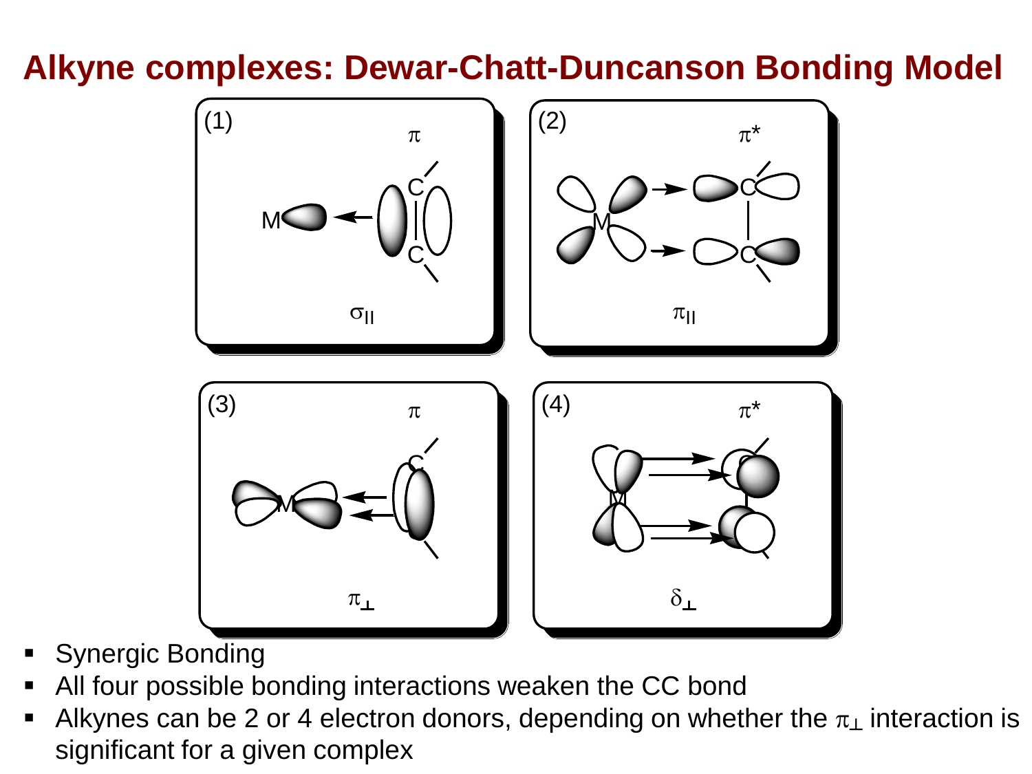# Alkyne complexes: Dewar-Chatt-Duncanson Bonding Model

(1) $\pi$ — $\sigma_{||}$

(2) $\pi^*$ — $\pi_{||}$

(3) $\pi$ — $\pi_{\perp}$

(4) $\pi^*$ — $\delta_{\perp}$

- Synergic Bonding
- All four possible bonding interactions weaken the CC bond
- Alkynes can be 2 or 4 electron donors, depending on whether the $\pi_{\perp}$ interaction is significant for a given complex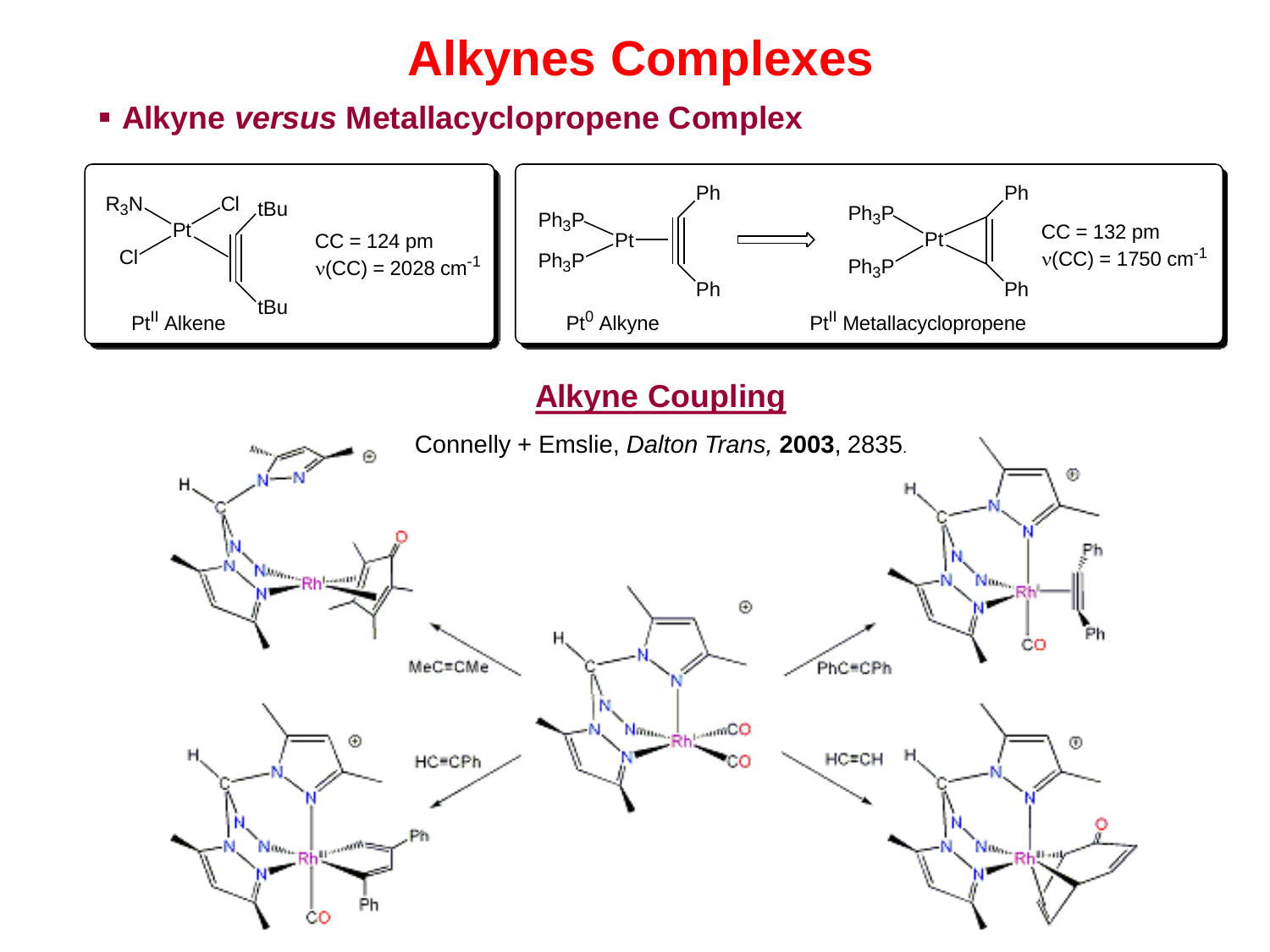# Alkynes Complexes

- **Alkyne *versus* Metallacyclopropene Complex**

$R_3N$, Cl, Cl, Pt, tBu, tBu

CC = 124 pm
$\nu$(CC) = 2028 cm$^{-1}$

Pt$^{II}$ Alkene

$Ph_3P$, $Ph_3P$, Pt, Ph, Ph

Pt$^{0}$ Alkyne

$Ph_3P$, $Ph_3P$, Pt, Ph, Ph

Pt$^{II}$ Metallacyclopropene

CC = 132 pm
$\nu$(CC) = 1750 cm$^{-1}$

## Alkyne Coupling

Connelly + Emslie, *Dalton Trans,* **2003**, 2835.

MeC≡CMe

HC≡CPh

PhC≡CPh

HC≡CH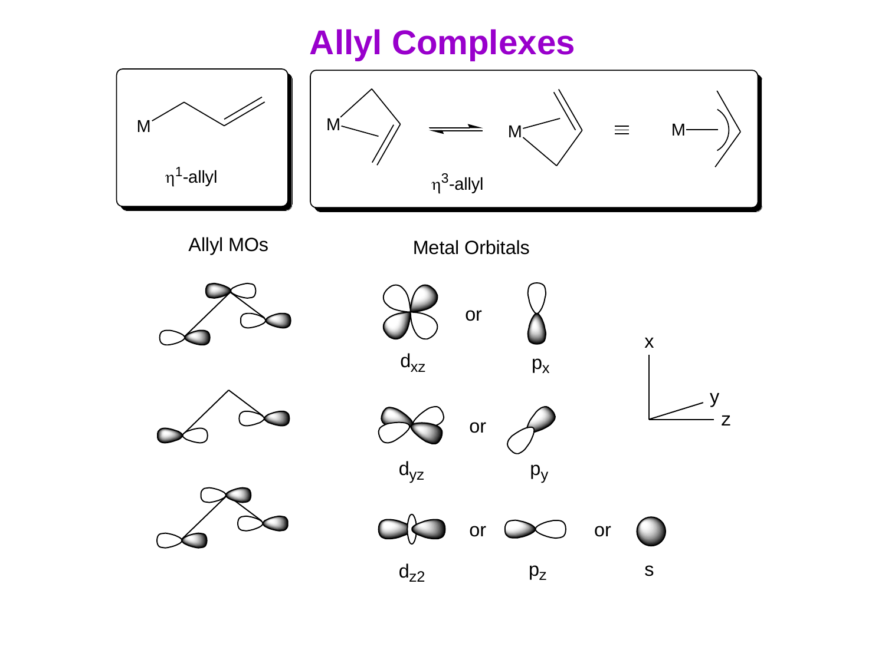# Allyl Complexes

$\eta^1$-allyl

$\eta^3$-allyl

Allyl MOs

Metal Orbitals

$d_{xz}$ or $p_x$

$d_{yz}$ or $p_y$

$d_{z2}$ or $p_z$ or s

x

y

z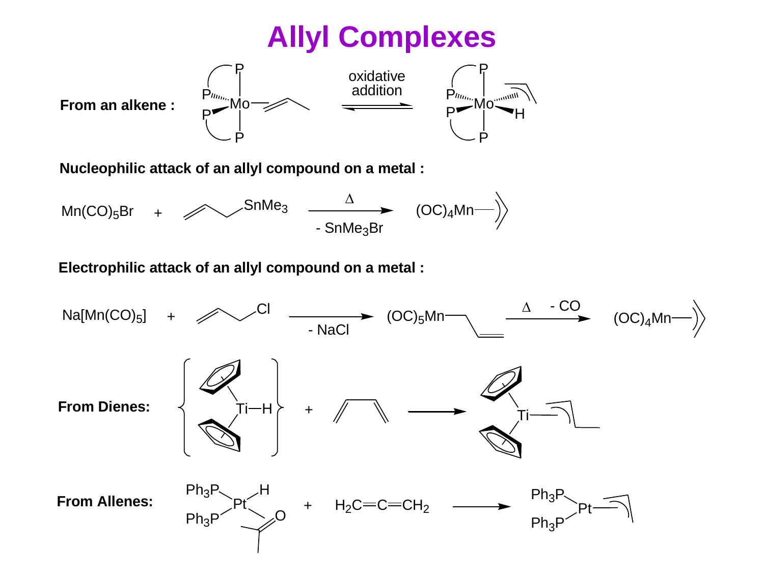# Allyl Complexes

**From an alkene :**

oxidative addition

**Nucleophilic attack of an allyl compound on a metal :**

$Mn(CO)_5Br$ + $SnMe_3$ $\xrightarrow[\text{- SnMe}_3\text{Br}]{\Delta}$ $(OC)_4Mn$

**Electrophilic attack of an allyl compound on a metal :**

$Na[Mn(CO)_5]$ + Cl $\xrightarrow[\text{- NaCl}]{}$ $(OC)_5Mn$ $\xrightarrow{\Delta \quad \text{- CO}}$ $(OC)_4Mn$

**From Dienes:**

Ti—H + → Ti

**From Allenes:**

$Ph_3P$, $Ph_3P$, Pt, H, O + $H_2C{=}C{=}CH_2$ → $Ph_3P$, $Ph_3P$, Pt